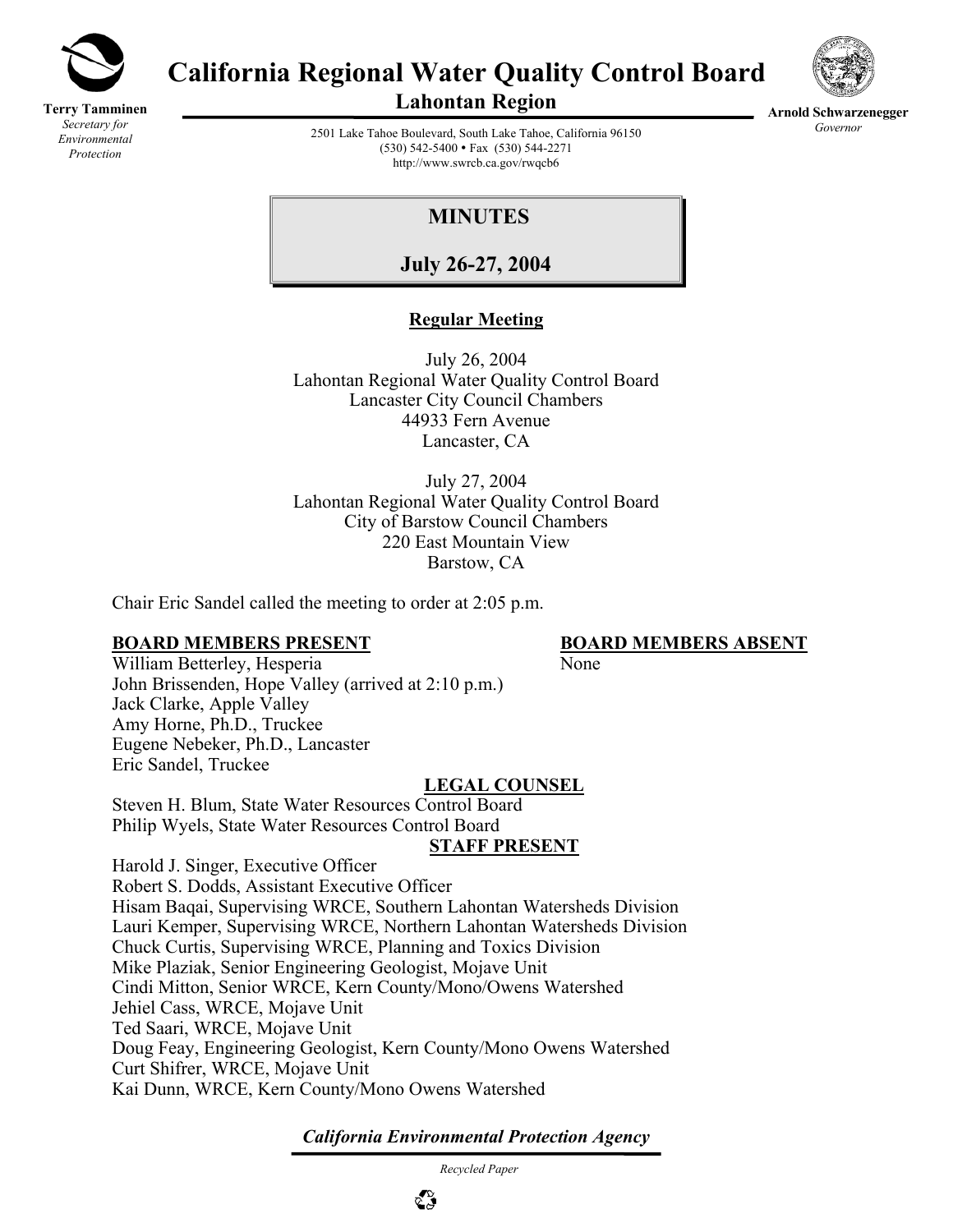**Terry Tamminen**
*Secretary for Environmental Protection*

# California Regional Water Quality Control Board
## Lahontan Region

**Arnold Schwarzenegger**
*Governor*

2501 Lake Tahoe Boulevard, South Lake Tahoe, California 96150
(530) 542-5400 • Fax (530) 544-2271
http://www.swrcb.ca.gov/rwqcb6

## MINUTES

## July 26-27, 2004

### Regular Meeting

July 26, 2004
Lahontan Regional Water Quality Control Board
Lancaster City Council Chambers
44933 Fern Avenue
Lancaster, CA

July 27, 2004
Lahontan Regional Water Quality Control Board
City of Barstow Council Chambers
220 East Mountain View
Barstow, CA

Chair Eric Sandel called the meeting to order at 2:05 p.m.

**BOARD MEMBERS PRESENT**

William Betterley, Hesperia
John Brissenden, Hope Valley (arrived at 2:10 p.m.)
Jack Clarke, Apple Valley
Amy Horne, Ph.D., Truckee
Eugene Nebeker, Ph.D., Lancaster
Eric Sandel, Truckee

**BOARD MEMBERS ABSENT**

None

**LEGAL COUNSEL**

Steven H. Blum, State Water Resources Control Board
Philip Wyels, State Water Resources Control Board

**STAFF PRESENT**

Harold J. Singer, Executive Officer
Robert S. Dodds, Assistant Executive Officer
Hisam Baqai, Supervising WRCE, Southern Lahontan Watersheds Division
Lauri Kemper, Supervising WRCE, Northern Lahontan Watersheds Division
Chuck Curtis, Supervising WRCE, Planning and Toxics Division
Mike Plaziak, Senior Engineering Geologist, Mojave Unit
Cindi Mitton, Senior WRCE, Kern County/Mono/Owens Watershed
Jehiel Cass, WRCE, Mojave Unit
Ted Saari, WRCE, Mojave Unit
Doug Feay, Engineering Geologist, Kern County/Mono Owens Watershed
Curt Shifrer, WRCE, Mojave Unit
Kai Dunn, WRCE, Kern County/Mono Owens Watershed

*California Environmental Protection Agency*

*Recycled Paper*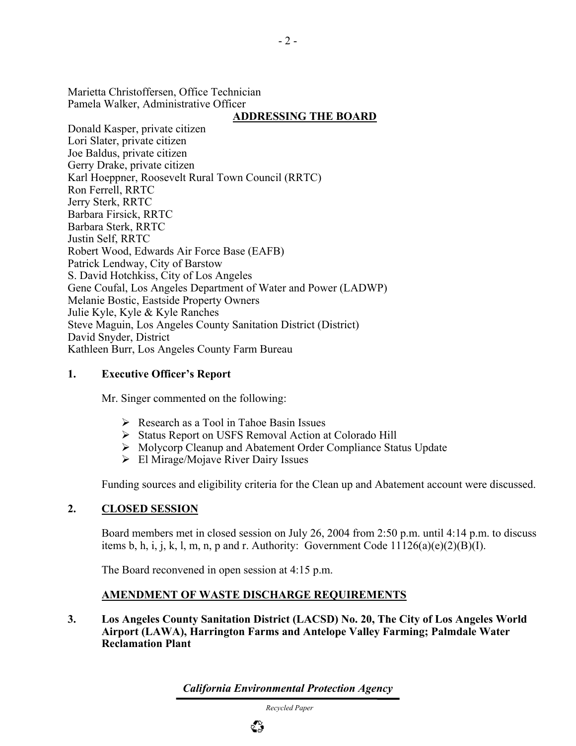Marietta Christoffersen, Office Technician
Pamela Walker, Administrative Officer

**ADDRESSING THE BOARD**

Donald Kasper, private citizen
Lori Slater, private citizen
Joe Baldus, private citizen
Gerry Drake, private citizen
Karl Hoeppner, Roosevelt Rural Town Council (RRTC)
Ron Ferrell, RRTC
Jerry Sterk, RRTC
Barbara Firsick, RRTC
Barbara Sterk, RRTC
Justin Self, RRTC
Robert Wood, Edwards Air Force Base (EAFB)
Patrick Lendway, City of Barstow
S. David Hotchkiss, City of Los Angeles
Gene Coufal, Los Angeles Department of Water and Power (LADWP)
Melanie Bostic, Eastside Property Owners
Julie Kyle, Kyle & Kyle Ranches
Steve Maguin, Los Angeles County Sanitation District (District)
David Snyder, District
Kathleen Burr, Los Angeles County Farm Bureau

**1. Executive Officer's Report**

Mr. Singer commented on the following:

- Research as a Tool in Tahoe Basin Issues
- Status Report on USFS Removal Action at Colorado Hill
- Molycorp Cleanup and Abatement Order Compliance Status Update
- El Mirage/Mojave River Dairy Issues

Funding sources and eligibility criteria for the Clean up and Abatement account were discussed.

**2. CLOSED SESSION**

Board members met in closed session on July 26, 2004 from 2:50 p.m. until 4:14 p.m. to discuss items b, h, i, j, k, l, m, n, p and r. Authority: Government Code 11126(a)(e)(2)(B)(I).

The Board reconvened in open session at 4:15 p.m.

**AMENDMENT OF WASTE DISCHARGE REQUIREMENTS**

**3. Los Angeles County Sanitation District (LACSD) No. 20, The City of Los Angeles World Airport (LAWA), Harrington Farms and Antelope Valley Farming; Palmdale Water Reclamation Plant**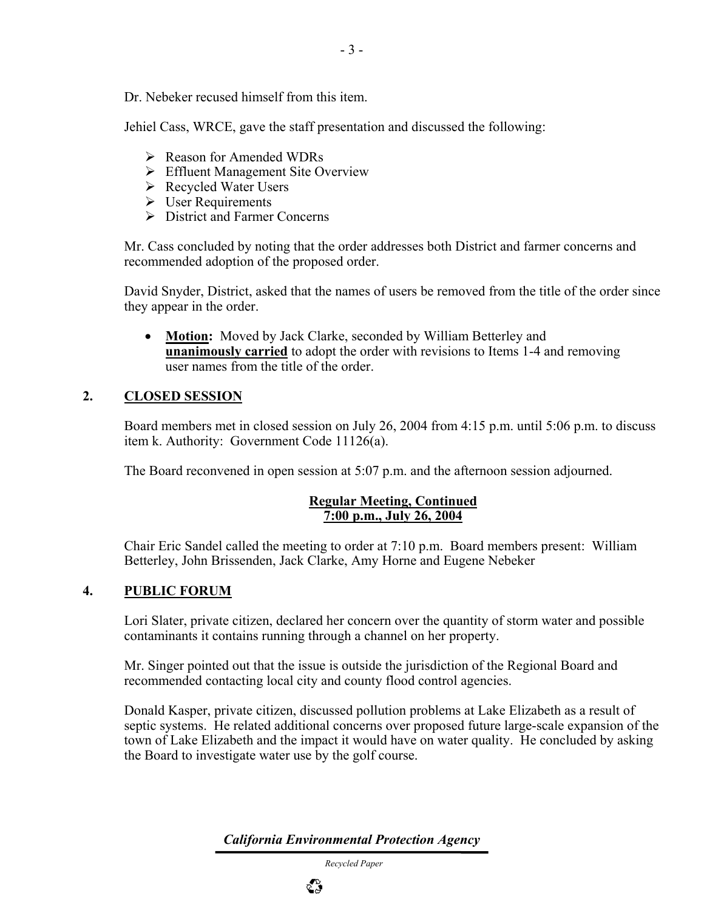Dr. Nebeker recused himself from this item.

Jehiel Cass, WRCE, gave the staff presentation and discussed the following:

- Reason for Amended WDRs
- Effluent Management Site Overview
- Recycled Water Users
- User Requirements
- District and Farmer Concerns

Mr. Cass concluded by noting that the order addresses both District and farmer concerns and recommended adoption of the proposed order.

David Snyder, District, asked that the names of users be removed from the title of the order since they appear in the order.

- **Motion:** Moved by Jack Clarke, seconded by William Betterley and **unanimously carried** to adopt the order with revisions to Items 1-4 and removing user names from the title of the order.

## 2. CLOSED SESSION

Board members met in closed session on July 26, 2004 from 4:15 p.m. until 5:06 p.m. to discuss item k. Authority: Government Code 11126(a).

The Board reconvened in open session at 5:07 p.m. and the afternoon session adjourned.

**Regular Meeting, Continued**
**7:00 p.m., July 26, 2004**

Chair Eric Sandel called the meeting to order at 7:10 p.m. Board members present: William Betterley, John Brissenden, Jack Clarke, Amy Horne and Eugene Nebeker

## 4. PUBLIC FORUM

Lori Slater, private citizen, declared her concern over the quantity of storm water and possible contaminants it contains running through a channel on her property.

Mr. Singer pointed out that the issue is outside the jurisdiction of the Regional Board and recommended contacting local city and county flood control agencies.

Donald Kasper, private citizen, discussed pollution problems at Lake Elizabeth as a result of septic systems. He related additional concerns over proposed future large-scale expansion of the town of Lake Elizabeth and the impact it would have on water quality. He concluded by asking the Board to investigate water use by the golf course.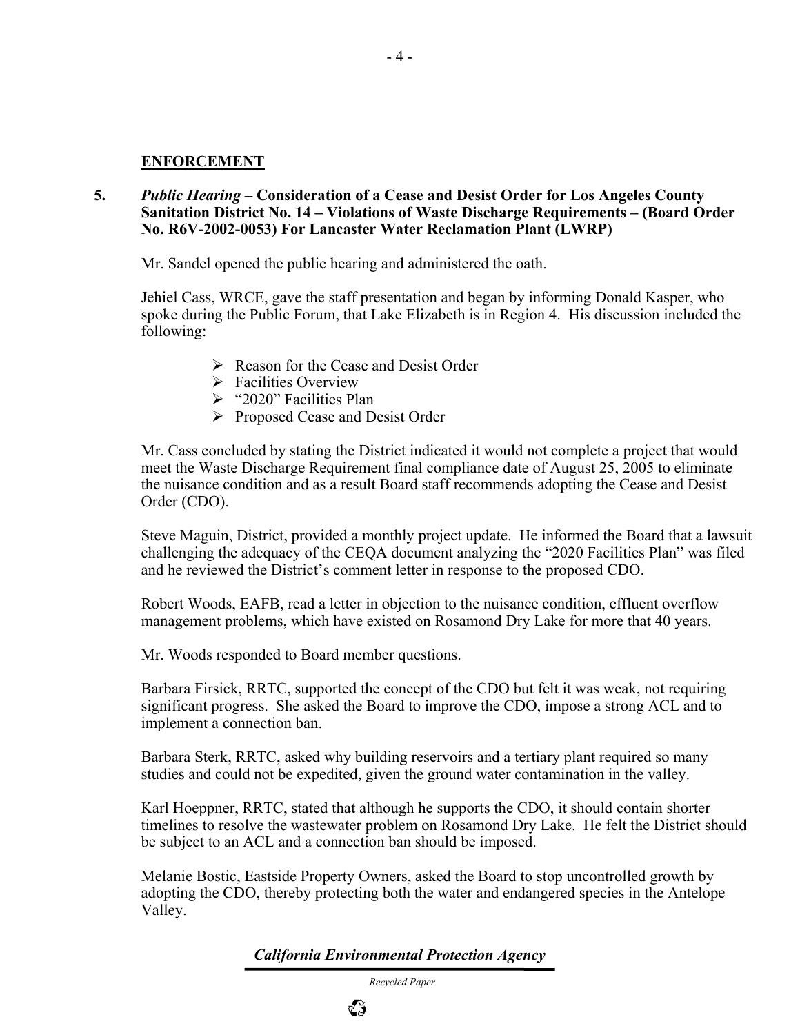**ENFORCEMENT**

**5.** ***Public Hearing* – Consideration of a Cease and Desist Order for Los Angeles County Sanitation District No. 14 – Violations of Waste Discharge Requirements – (Board Order No. R6V-2002-0053) For Lancaster Water Reclamation Plant (LWRP)**

Mr. Sandel opened the public hearing and administered the oath.

Jehiel Cass, WRCE, gave the staff presentation and began by informing Donald Kasper, who spoke during the Public Forum, that Lake Elizabeth is in Region 4. His discussion included the following:

- Reason for the Cease and Desist Order
- Facilities Overview
- "2020" Facilities Plan
- Proposed Cease and Desist Order

Mr. Cass concluded by stating the District indicated it would not complete a project that would meet the Waste Discharge Requirement final compliance date of August 25, 2005 to eliminate the nuisance condition and as a result Board staff recommends adopting the Cease and Desist Order (CDO).

Steve Maguin, District, provided a monthly project update. He informed the Board that a lawsuit challenging the adequacy of the CEQA document analyzing the "2020 Facilities Plan" was filed and he reviewed the District's comment letter in response to the proposed CDO.

Robert Woods, EAFB, read a letter in objection to the nuisance condition, effluent overflow management problems, which have existed on Rosamond Dry Lake for more that 40 years.

Mr. Woods responded to Board member questions.

Barbara Firsick, RRTC, supported the concept of the CDO but felt it was weak, not requiring significant progress. She asked the Board to improve the CDO, impose a strong ACL and to implement a connection ban.

Barbara Sterk, RRTC, asked why building reservoirs and a tertiary plant required so many studies and could not be expedited, given the ground water contamination in the valley.

Karl Hoeppner, RRTC, stated that although he supports the CDO, it should contain shorter timelines to resolve the wastewater problem on Rosamond Dry Lake. He felt the District should be subject to an ACL and a connection ban should be imposed.

Melanie Bostic, Eastside Property Owners, asked the Board to stop uncontrolled growth by adopting the CDO, thereby protecting both the water and endangered species in the Antelope Valley.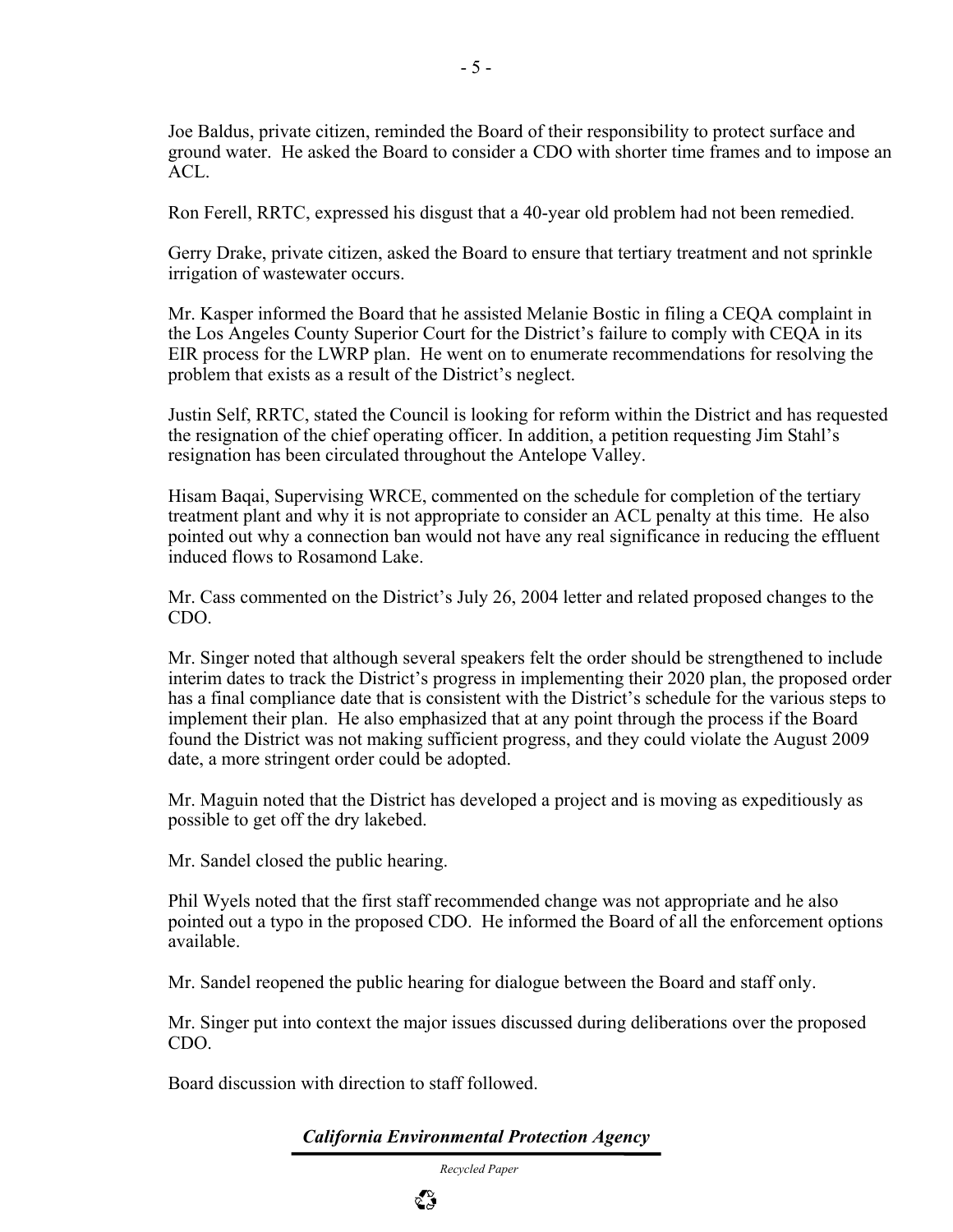Joe Baldus, private citizen, reminded the Board of their responsibility to protect surface and ground water. He asked the Board to consider a CDO with shorter time frames and to impose an ACL.

Ron Ferell, RRTC, expressed his disgust that a 40-year old problem had not been remedied.

Gerry Drake, private citizen, asked the Board to ensure that tertiary treatment and not sprinkle irrigation of wastewater occurs.

Mr. Kasper informed the Board that he assisted Melanie Bostic in filing a CEQA complaint in the Los Angeles County Superior Court for the District's failure to comply with CEQA in its EIR process for the LWRP plan. He went on to enumerate recommendations for resolving the problem that exists as a result of the District's neglect.

Justin Self, RRTC, stated the Council is looking for reform within the District and has requested the resignation of the chief operating officer. In addition, a petition requesting Jim Stahl's resignation has been circulated throughout the Antelope Valley.

Hisam Baqai, Supervising WRCE, commented on the schedule for completion of the tertiary treatment plant and why it is not appropriate to consider an ACL penalty at this time. He also pointed out why a connection ban would not have any real significance in reducing the effluent induced flows to Rosamond Lake.

Mr. Cass commented on the District's July 26, 2004 letter and related proposed changes to the CDO.

Mr. Singer noted that although several speakers felt the order should be strengthened to include interim dates to track the District's progress in implementing their 2020 plan, the proposed order has a final compliance date that is consistent with the District's schedule for the various steps to implement their plan. He also emphasized that at any point through the process if the Board found the District was not making sufficient progress, and they could violate the August 2009 date, a more stringent order could be adopted.

Mr. Maguin noted that the District has developed a project and is moving as expeditiously as possible to get off the dry lakebed.

Mr. Sandel closed the public hearing.

Phil Wyels noted that the first staff recommended change was not appropriate and he also pointed out a typo in the proposed CDO. He informed the Board of all the enforcement options available.

Mr. Sandel reopened the public hearing for dialogue between the Board and staff only.

Mr. Singer put into context the major issues discussed during deliberations over the proposed CDO.

Board discussion with direction to staff followed.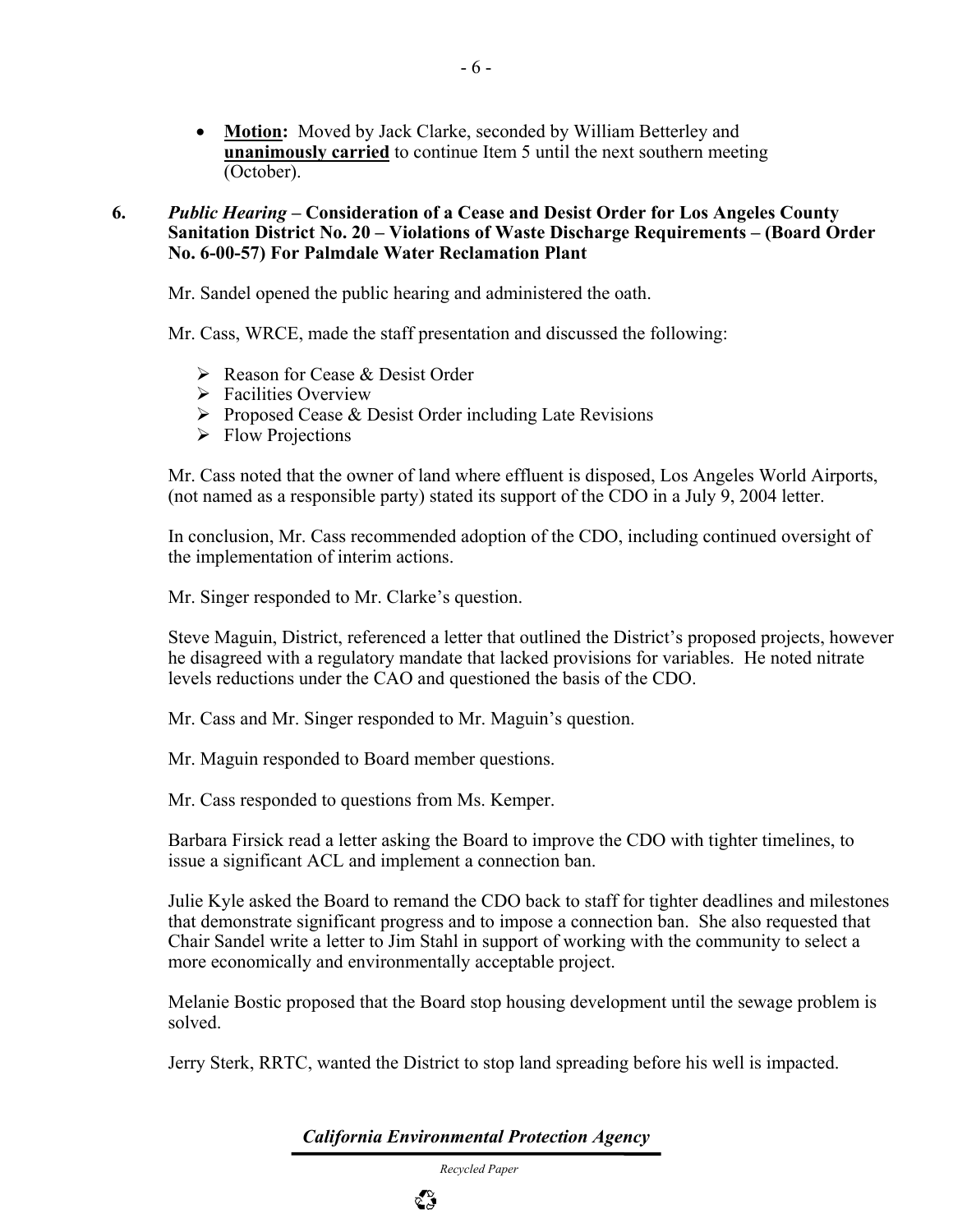- **Motion:** Moved by Jack Clarke, seconded by William Betterley and **unanimously carried** to continue Item 5 until the next southern meeting (October).

**6.** ***Public Hearing*** **– Consideration of a Cease and Desist Order for Los Angeles County Sanitation District No. 20 – Violations of Waste Discharge Requirements – (Board Order No. 6-00-57) For Palmdale Water Reclamation Plant**

Mr. Sandel opened the public hearing and administered the oath.

Mr. Cass, WRCE, made the staff presentation and discussed the following:

- Reason for Cease & Desist Order
- Facilities Overview
- Proposed Cease & Desist Order including Late Revisions
- Flow Projections

Mr. Cass noted that the owner of land where effluent is disposed, Los Angeles World Airports, (not named as a responsible party) stated its support of the CDO in a July 9, 2004 letter.

In conclusion, Mr. Cass recommended adoption of the CDO, including continued oversight of the implementation of interim actions.

Mr. Singer responded to Mr. Clarke's question.

Steve Maguin, District, referenced a letter that outlined the District's proposed projects, however he disagreed with a regulatory mandate that lacked provisions for variables. He noted nitrate levels reductions under the CAO and questioned the basis of the CDO.

Mr. Cass and Mr. Singer responded to Mr. Maguin's question.

Mr. Maguin responded to Board member questions.

Mr. Cass responded to questions from Ms. Kemper.

Barbara Firsick read a letter asking the Board to improve the CDO with tighter timelines, to issue a significant ACL and implement a connection ban.

Julie Kyle asked the Board to remand the CDO back to staff for tighter deadlines and milestones that demonstrate significant progress and to impose a connection ban. She also requested that Chair Sandel write a letter to Jim Stahl in support of working with the community to select a more economically and environmentally acceptable project.

Melanie Bostic proposed that the Board stop housing development until the sewage problem is solved.

Jerry Sterk, RRTC, wanted the District to stop land spreading before his well is impacted.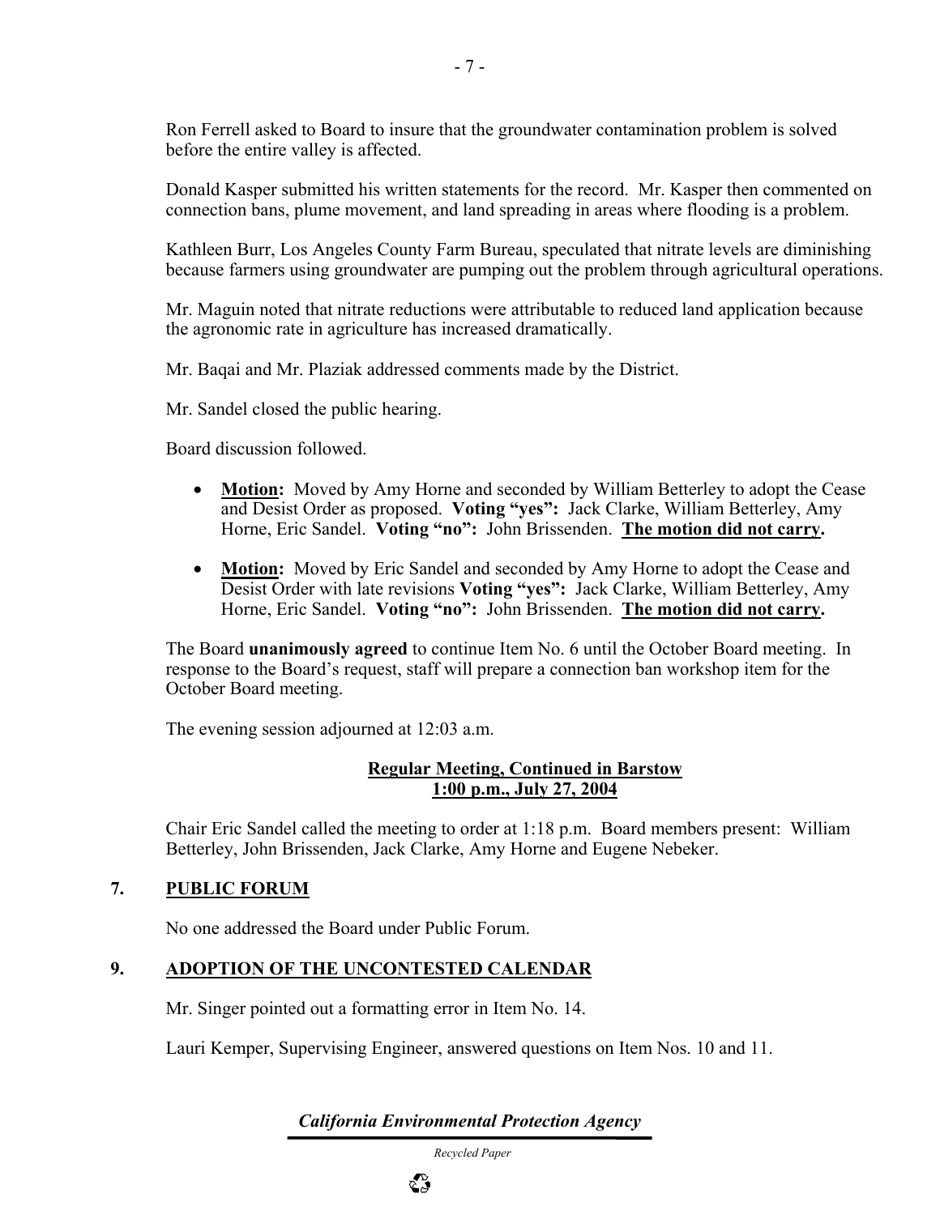Ron Ferrell asked to Board to insure that the groundwater contamination problem is solved before the entire valley is affected.

Donald Kasper submitted his written statements for the record. Mr. Kasper then commented on connection bans, plume movement, and land spreading in areas where flooding is a problem.

Kathleen Burr, Los Angeles County Farm Bureau, speculated that nitrate levels are diminishing because farmers using groundwater are pumping out the problem through agricultural operations.

Mr. Maguin noted that nitrate reductions were attributable to reduced land application because the agronomic rate in agriculture has increased dramatically.

Mr. Baqai and Mr. Plaziak addressed comments made by the District.

Mr. Sandel closed the public hearing.

Board discussion followed.

- **Motion:** Moved by Amy Horne and seconded by William Betterley to adopt the Cease and Desist Order as proposed. **Voting "yes":** Jack Clarke, William Betterley, Amy Horne, Eric Sandel. **Voting "no":** John Brissenden. **The motion did not carry.**
- **Motion:** Moved by Eric Sandel and seconded by Amy Horne to adopt the Cease and Desist Order with late revisions **Voting "yes":** Jack Clarke, William Betterley, Amy Horne, Eric Sandel. **Voting "no":** John Brissenden. **The motion did not carry.**

The Board **unanimously agreed** to continue Item No. 6 until the October Board meeting. In response to the Board's request, staff will prepare a connection ban workshop item for the October Board meeting.

The evening session adjourned at 12:03 a.m.

**Regular Meeting, Continued in Barstow**
**1:00 p.m., July 27, 2004**

Chair Eric Sandel called the meeting to order at 1:18 p.m. Board members present: William Betterley, John Brissenden, Jack Clarke, Amy Horne and Eugene Nebeker.

## 7. PUBLIC FORUM

No one addressed the Board under Public Forum.

## 9. ADOPTION OF THE UNCONTESTED CALENDAR

Mr. Singer pointed out a formatting error in Item No. 14.

Lauri Kemper, Supervising Engineer, answered questions on Item Nos. 10 and 11.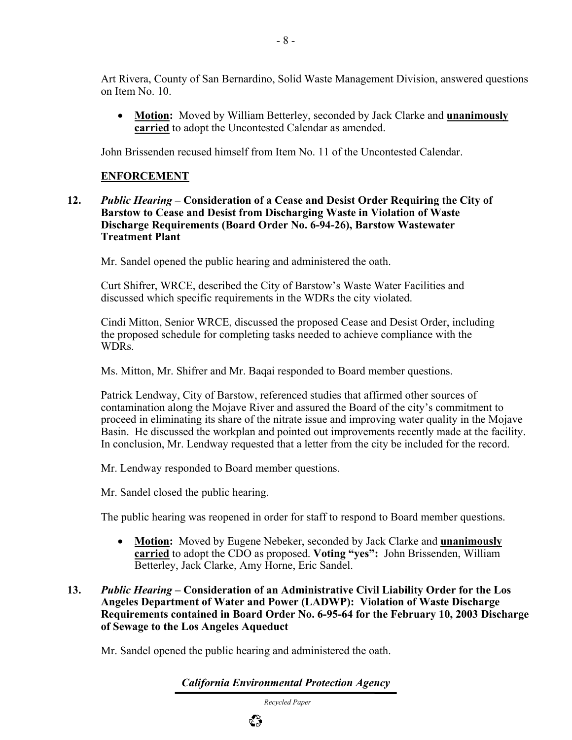Art Rivera, County of San Bernardino, Solid Waste Management Division, answered questions on Item No. 10.

- **Motion:** Moved by William Betterley, seconded by Jack Clarke and **unanimously carried** to adopt the Uncontested Calendar as amended.

John Brissenden recused himself from Item No. 11 of the Uncontested Calendar.

## ENFORCEMENT

**12.** ***Public Hearing* – Consideration of a Cease and Desist Order Requiring the City of Barstow to Cease and Desist from Discharging Waste in Violation of Waste Discharge Requirements (Board Order No. 6-94-26), Barstow Wastewater Treatment Plant**

Mr. Sandel opened the public hearing and administered the oath.

Curt Shifrer, WRCE, described the City of Barstow's Waste Water Facilities and discussed which specific requirements in the WDRs the city violated.

Cindi Mitton, Senior WRCE, discussed the proposed Cease and Desist Order, including the proposed schedule for completing tasks needed to achieve compliance with the WDRs.

Ms. Mitton, Mr. Shifrer and Mr. Baqai responded to Board member questions.

Patrick Lendway, City of Barstow, referenced studies that affirmed other sources of contamination along the Mojave River and assured the Board of the city's commitment to proceed in eliminating its share of the nitrate issue and improving water quality in the Mojave Basin. He discussed the workplan and pointed out improvements recently made at the facility. In conclusion, Mr. Lendway requested that a letter from the city be included for the record.

Mr. Lendway responded to Board member questions.

Mr. Sandel closed the public hearing.

The public hearing was reopened in order for staff to respond to Board member questions.

- **Motion:** Moved by Eugene Nebeker, seconded by Jack Clarke and **unanimously carried** to adopt the CDO as proposed. **Voting "yes":** John Brissenden, William Betterley, Jack Clarke, Amy Horne, Eric Sandel.

**13.** ***Public Hearing* – Consideration of an Administrative Civil Liability Order for the Los Angeles Department of Water and Power (LADWP): Violation of Waste Discharge Requirements contained in Board Order No. 6-95-64 for the February 10, 2003 Discharge of Sewage to the Los Angeles Aqueduct**

Mr. Sandel opened the public hearing and administered the oath.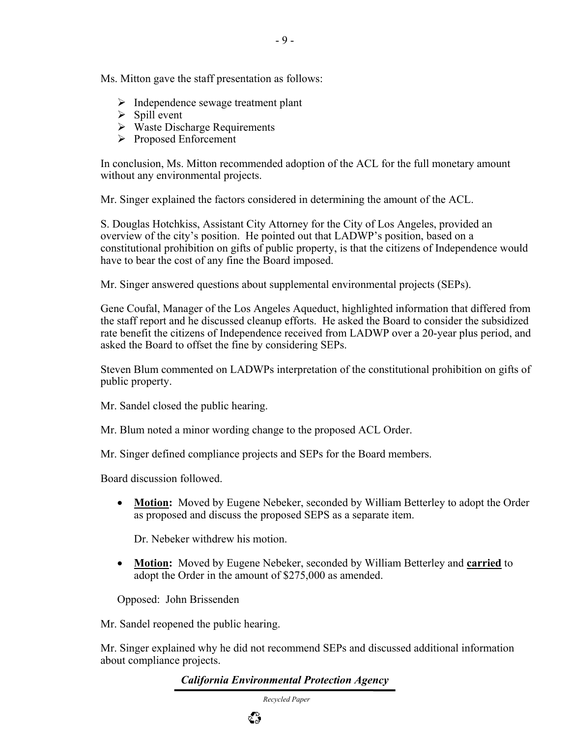Ms. Mitton gave the staff presentation as follows:

- Independence sewage treatment plant
- Spill event
- Waste Discharge Requirements
- Proposed Enforcement

In conclusion, Ms. Mitton recommended adoption of the ACL for the full monetary amount without any environmental projects.

Mr. Singer explained the factors considered in determining the amount of the ACL.

S. Douglas Hotchkiss, Assistant City Attorney for the City of Los Angeles, provided an overview of the city's position. He pointed out that LADWP's position, based on a constitutional prohibition on gifts of public property, is that the citizens of Independence would have to bear the cost of any fine the Board imposed.

Mr. Singer answered questions about supplemental environmental projects (SEPs).

Gene Coufal, Manager of the Los Angeles Aqueduct, highlighted information that differed from the staff report and he discussed cleanup efforts. He asked the Board to consider the subsidized rate benefit the citizens of Independence received from LADWP over a 20-year plus period, and asked the Board to offset the fine by considering SEPs.

Steven Blum commented on LADWPs interpretation of the constitutional prohibition on gifts of public property.

Mr. Sandel closed the public hearing.

Mr. Blum noted a minor wording change to the proposed ACL Order.

Mr. Singer defined compliance projects and SEPs for the Board members.

Board discussion followed.

- **Motion:** Moved by Eugene Nebeker, seconded by William Betterley to adopt the Order as proposed and discuss the proposed SEPS as a separate item.

  Dr. Nebeker withdrew his motion.

- **Motion:** Moved by Eugene Nebeker, seconded by William Betterley and **carried** to adopt the Order in the amount of $275,000 as amended.

Opposed: John Brissenden

Mr. Sandel reopened the public hearing.

Mr. Singer explained why he did not recommend SEPs and discussed additional information about compliance projects.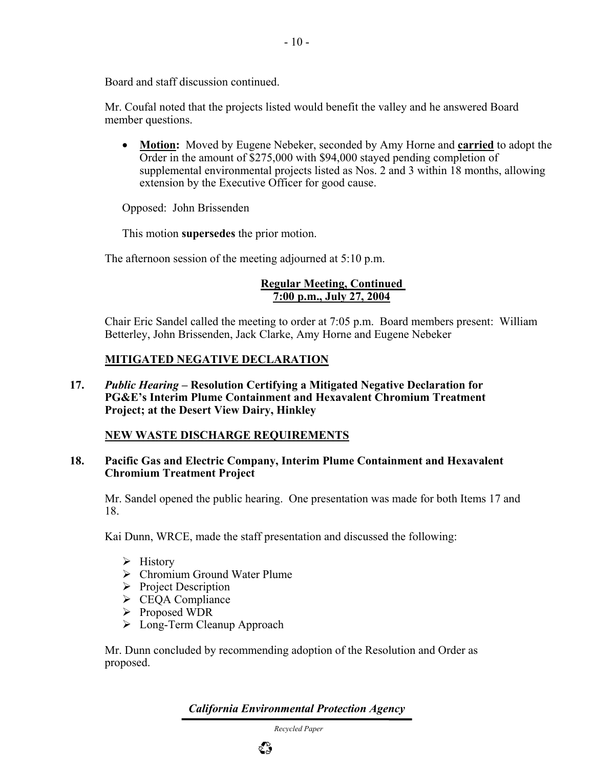Board and staff discussion continued.

Mr. Coufal noted that the projects listed would benefit the valley and he answered Board member questions.

- **Motion:** Moved by Eugene Nebeker, seconded by Amy Horne and **carried** to adopt the Order in the amount of $275,000 with $94,000 stayed pending completion of supplemental environmental projects listed as Nos. 2 and 3 within 18 months, allowing extension by the Executive Officer for good cause.

  Opposed: John Brissenden

  This motion **supersedes** the prior motion.

The afternoon session of the meeting adjourned at 5:10 p.m.

**Regular Meeting, Continued**
**7:00 p.m., July 27, 2004**

Chair Eric Sandel called the meeting to order at 7:05 p.m. Board members present: William Betterley, John Brissenden, Jack Clarke, Amy Horne and Eugene Nebeker

## MITIGATED NEGATIVE DECLARATION

**17.** ***Public Hearing*** **– Resolution Certifying a Mitigated Negative Declaration for PG&E's Interim Plume Containment and Hexavalent Chromium Treatment Project; at the Desert View Dairy, Hinkley**

## NEW WASTE DISCHARGE REQUIREMENTS

**18. Pacific Gas and Electric Company, Interim Plume Containment and Hexavalent Chromium Treatment Project**

Mr. Sandel opened the public hearing. One presentation was made for both Items 17 and 18.

Kai Dunn, WRCE, made the staff presentation and discussed the following:

- History
- Chromium Ground Water Plume
- Project Description
- CEQA Compliance
- Proposed WDR
- Long-Term Cleanup Approach

Mr. Dunn concluded by recommending adoption of the Resolution and Order as proposed.

*California Environmental Protection Agency*

*Recycled Paper*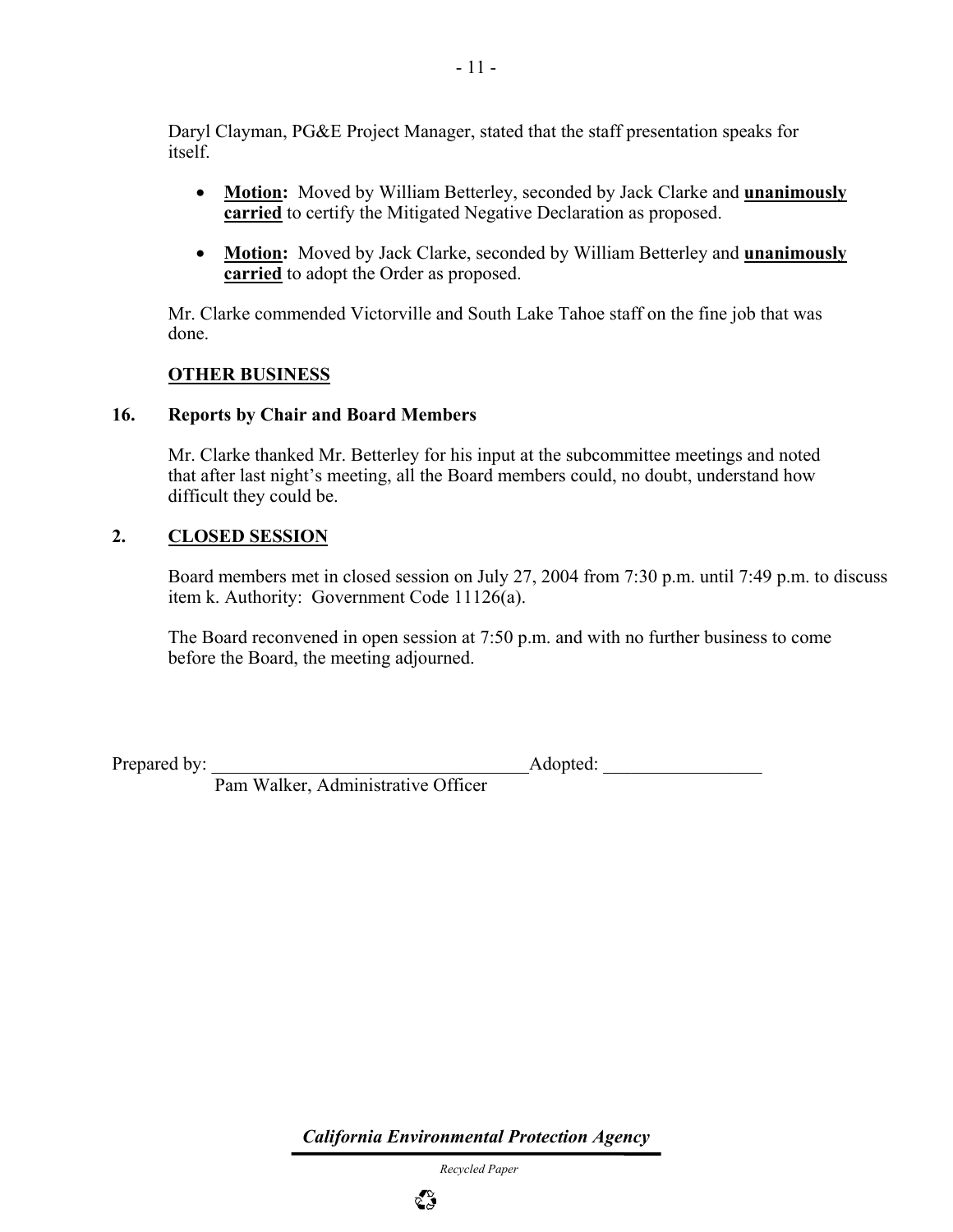Daryl Clayman, PG&E Project Manager, stated that the staff presentation speaks for itself.

- **Motion:** Moved by William Betterley, seconded by Jack Clarke and **unanimously carried** to certify the Mitigated Negative Declaration as proposed.
- **Motion:** Moved by Jack Clarke, seconded by William Betterley and **unanimously carried** to adopt the Order as proposed.

Mr. Clarke commended Victorville and South Lake Tahoe staff on the fine job that was done.

**OTHER BUSINESS**

**16. Reports by Chair and Board Members**

Mr. Clarke thanked Mr. Betterley for his input at the subcommittee meetings and noted that after last night's meeting, all the Board members could, no doubt, understand how difficult they could be.

**2. CLOSED SESSION**

Board members met in closed session on July 27, 2004 from 7:30 p.m. until 7:49 p.m. to discuss item k. Authority: Government Code 11126(a).

The Board reconvened in open session at 7:50 p.m. and with no further business to come before the Board, the meeting adjourned.

Prepared by: ___________________________________ Adopted: _________________
Pam Walker, Administrative Officer

*California Environmental Protection Agency*

*Recycled Paper*